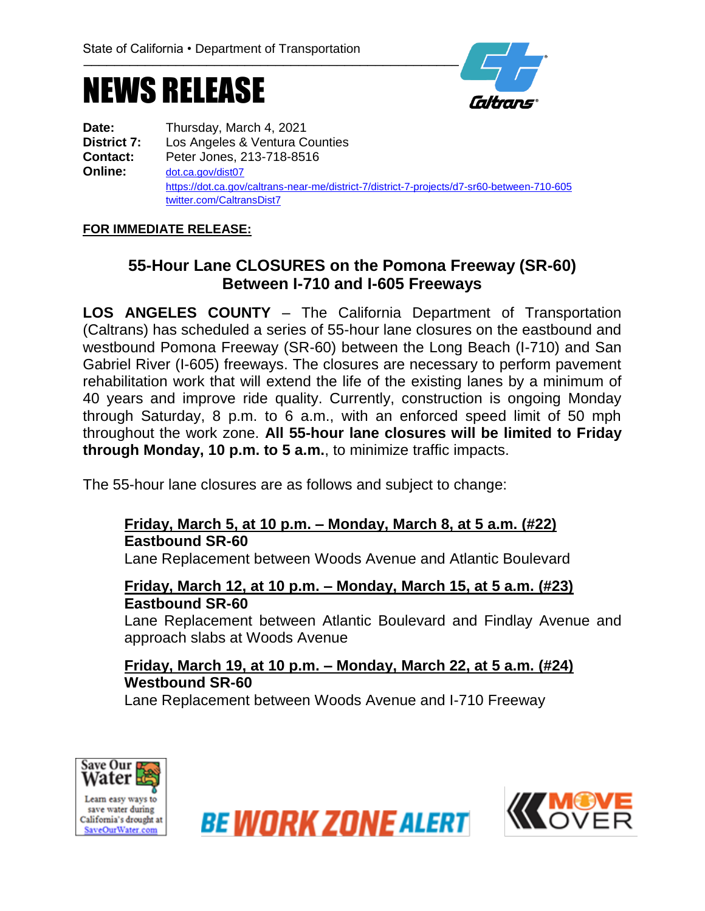State of California • Department of Transportation

# NEWS RELEASE

**Date:** Thursday, March 4, 2021
**District 7:** Los Angeles & Ventura Counties
**Contact:** Peter Jones, 213-718-8516
**Online:** dot.ca.gov/dist07
https://dot.ca.gov/caltrans-near-me/district-7/district-7-projects/d7-sr60-between-710-605
twitter.com/CaltransDist7

**FOR IMMEDIATE RELEASE:**

## 55-Hour Lane CLOSURES on the Pomona Freeway (SR-60) Between I-710 and I-605 Freeways

**LOS ANGELES COUNTY** – The California Department of Transportation (Caltrans) has scheduled a series of 55-hour lane closures on the eastbound and westbound Pomona Freeway (SR-60) between the Long Beach (I-710) and San Gabriel River (I-605) freeways. The closures are necessary to perform pavement rehabilitation work that will extend the life of the existing lanes by a minimum of 40 years and improve ride quality. Currently, construction is ongoing Monday through Saturday, 8 p.m. to 6 a.m., with an enforced speed limit of 50 mph throughout the work zone. **All 55-hour lane closures will be limited to Friday through Monday, 10 p.m. to 5 a.m.**, to minimize traffic impacts.

The 55-hour lane closures are as follows and subject to change:

**Friday, March 5, at 10 p.m. – Monday, March 8, at 5 a.m. (#22)**
**Eastbound SR-60**
Lane Replacement between Woods Avenue and Atlantic Boulevard

**Friday, March 12, at 10 p.m. – Monday, March 15, at 5 a.m. (#23)**
**Eastbound SR-60**
Lane Replacement between Atlantic Boulevard and Findlay Avenue and approach slabs at Woods Avenue

**Friday, March 19, at 10 p.m. – Monday, March 22, at 5 a.m. (#24)**
**Westbound SR-60**
Lane Replacement between Woods Avenue and I-710 Freeway

Save Our Water — Learn easy ways to save water during California's drought at SaveOurWater.com

BE WORK ZONE ALERT

MOVE OVER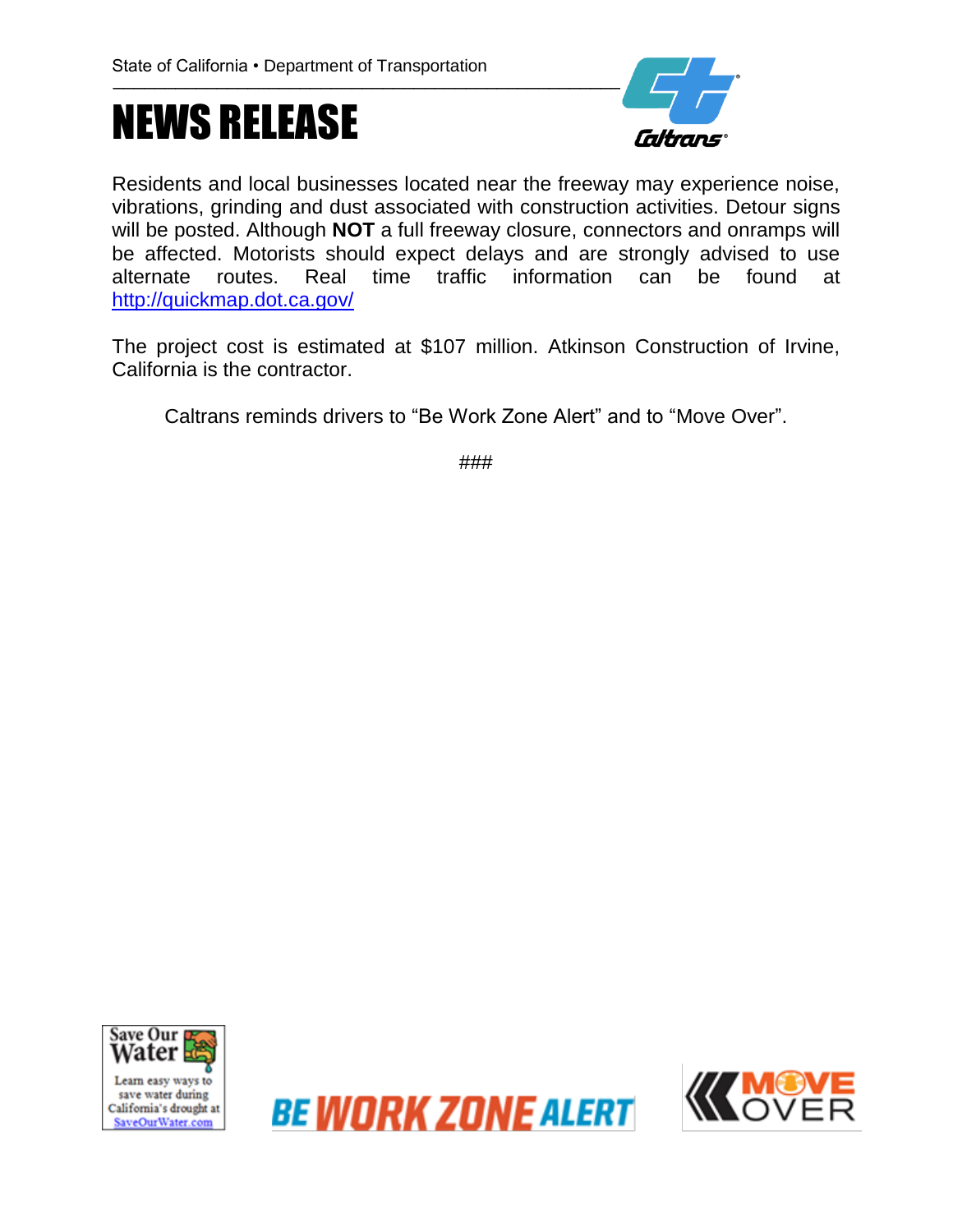State of California • Department of Transportation

# NEWS RELEASE

Residents and local businesses located near the freeway may experience noise, vibrations, grinding and dust associated with construction activities. Detour signs will be posted. Although **NOT** a full freeway closure, connectors and onramps will be affected. Motorists should expect delays and are strongly advised to use alternate routes. Real time traffic information can be found at http://quickmap.dot.ca.gov/

The project cost is estimated at $107 million. Atkinson Construction of Irvine, California is the contractor.

Caltrans reminds drivers to "Be Work Zone Alert" and to "Move Over".

###

Save Our Water
Learn easy ways to save water during California's drought at SaveOurWater.com

BE WORK ZONE ALERT

MOVE OVER